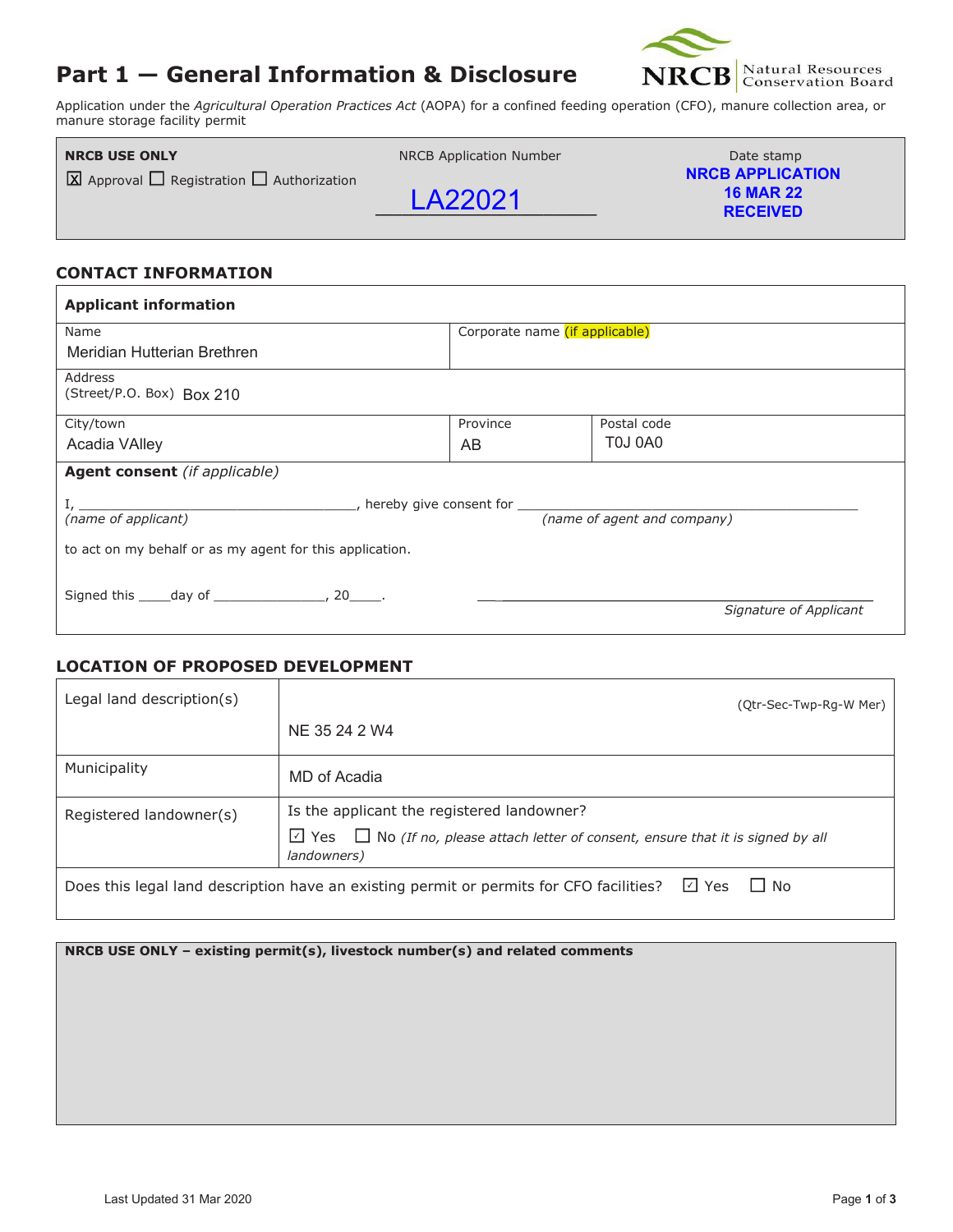# Part 1 — General Information & Disclosure

NRCB Natural Resources Conservation Board

Application under the *Agricultural Operation Practices Act* (AOPA) for a confined feeding operation (CFO), manure collection area, or manure storage facility permit

| NRCB USE ONLY | NRCB Application Number | Date stamp |
|---|---|---|
| ☒ Approval ☐ Registration ☐ Authorization | LA22021 | NRCB APPLICATION 16 MAR 22 RECEIVED |

## CONTACT INFORMATION

| **Applicant information** | | |
|---|---|---|
| Name: Meridian Hutterian Brethren | Corporate name (if applicable) | |
| Address (Street/P.O. Box): Box 210 | | |
| City/town: Acadia VAlley | Province: AB | Postal code: T0J 0A0 |

**Agent consent** *(if applicable)*

I, ____________________________, hereby give consent for ____________________________________
*(name of applicant)* *(name of agent and company)*

to act on my behalf or as my agent for this application.

Signed this ____day of ______________, 20____. ________________________________________
*Signature of Applicant*

## LOCATION OF PROPOSED DEVELOPMENT

| | |
|---|---|
| Legal land description(s) | (Qtr-Sec-Twp-Rg-W Mer) NE 35 24 2 W4 |
| Municipality | MD of Acadia |
| Registered landowner(s) | Is the applicant the registered landowner? ☑ Yes ☐ No *(If no, please attach letter of consent, ensure that it is signed by all landowners)* |

Does this legal land description have an existing permit or permits for CFO facilities? ☑ Yes ☐ No

**NRCB USE ONLY – existing permit(s), livestock number(s) and related comments**

Last Updated 31 Mar 2020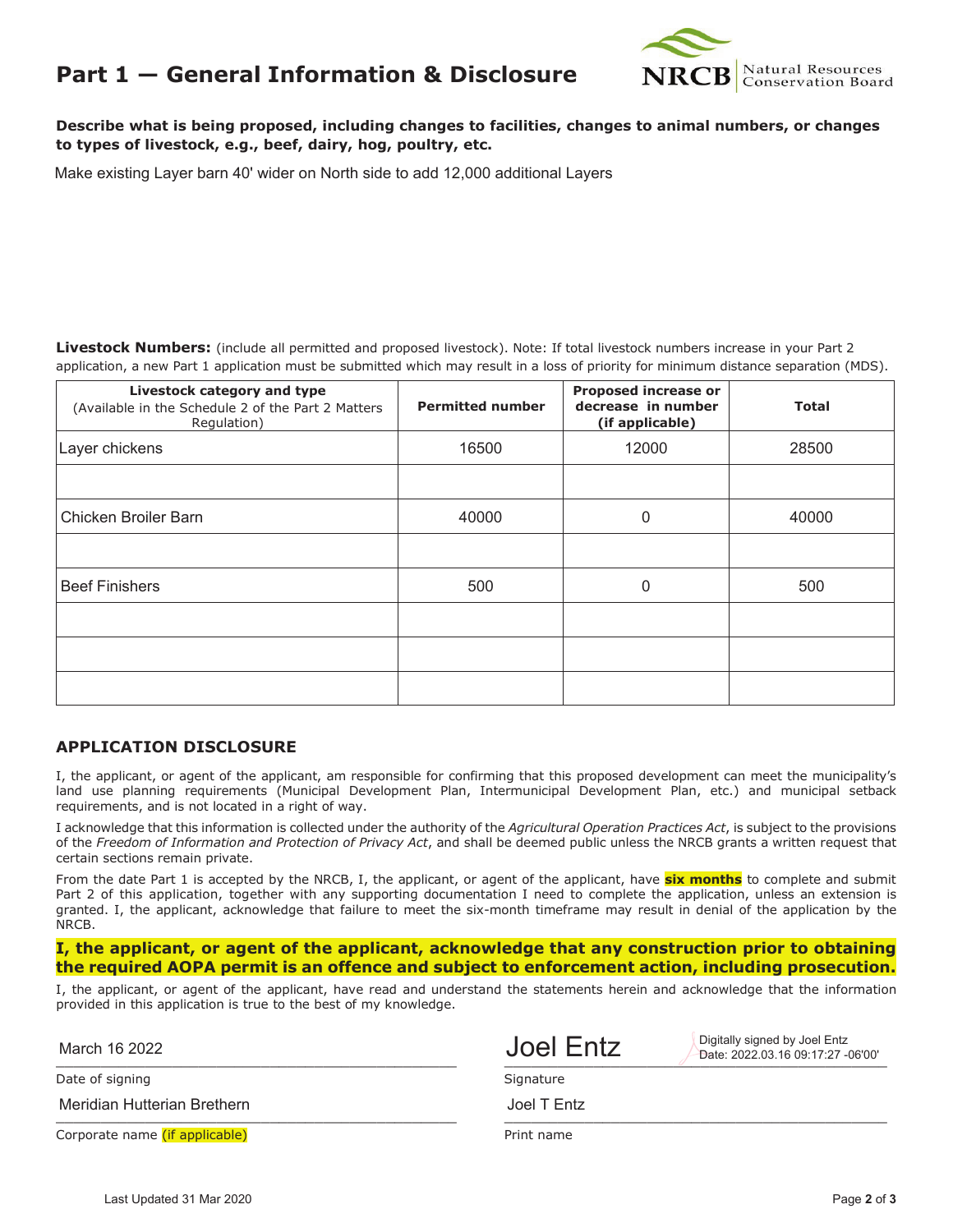# Part 1 — General Information & Disclosure

NRCB Natural Resources Conservation Board

**Describe what is being proposed, including changes to facilities, changes to animal numbers, or changes to types of livestock, e.g., beef, dairy, hog, poultry, etc.**

Make existing Layer barn 40' wider on North side to add 12,000 additional Layers

**Livestock Numbers:** (include all permitted and proposed livestock). Note: If total livestock numbers increase in your Part 2 application, a new Part 1 application must be submitted which may result in a loss of priority for minimum distance separation (MDS).

| **Livestock category and type** (Available in the Schedule 2 of the Part 2 Matters Regulation) | **Permitted number** | **Proposed increase or decrease in number (if applicable)** | **Total** |
|---|---|---|---|
| Layer chickens | 16500 | 12000 | 28500 |
| | | | |
| Chicken Broiler Barn | 40000 | 0 | 40000 |
| | | | |
| Beef Finishers | 500 | 0 | 500 |
| | | | |
| | | | |
| | | | |

## APPLICATION DISCLOSURE

I, the applicant, or agent of the applicant, am responsible for confirming that this proposed development can meet the municipality's land use planning requirements (Municipal Development Plan, Intermunicipal Development Plan, etc.) and municipal setback requirements, and is not located in a right of way.

I acknowledge that this information is collected under the authority of the *Agricultural Operation Practices Act*, is subject to the provisions of the *Freedom of Information and Protection of Privacy Act*, and shall be deemed public unless the NRCB grants a written request that certain sections remain private.

From the date Part 1 is accepted by the NRCB, I, the applicant, or agent of the applicant, have **six months** to complete and submit Part 2 of this application, together with any supporting documentation I need to complete the application, unless an extension is granted. I, the applicant, acknowledge that failure to meet the six-month timeframe may result in denial of the application by the NRCB.

**I, the applicant, or agent of the applicant, acknowledge that any construction prior to obtaining the required AOPA permit is an offence and subject to enforcement action, including prosecution.**

I, the applicant, or agent of the applicant, have read and understand the statements herein and acknowledge that the information provided in this application is true to the best of my knowledge.

March 16 2022
Date of signing

Joel Entz — Digitally signed by Joel Entz Date: 2022.03.16 09:17:27 -06'00'
Signature

Meridian Hutterian Brethern
Corporate name (if applicable)

Joel T Entz
Print name

Last Updated 31 Mar 2020